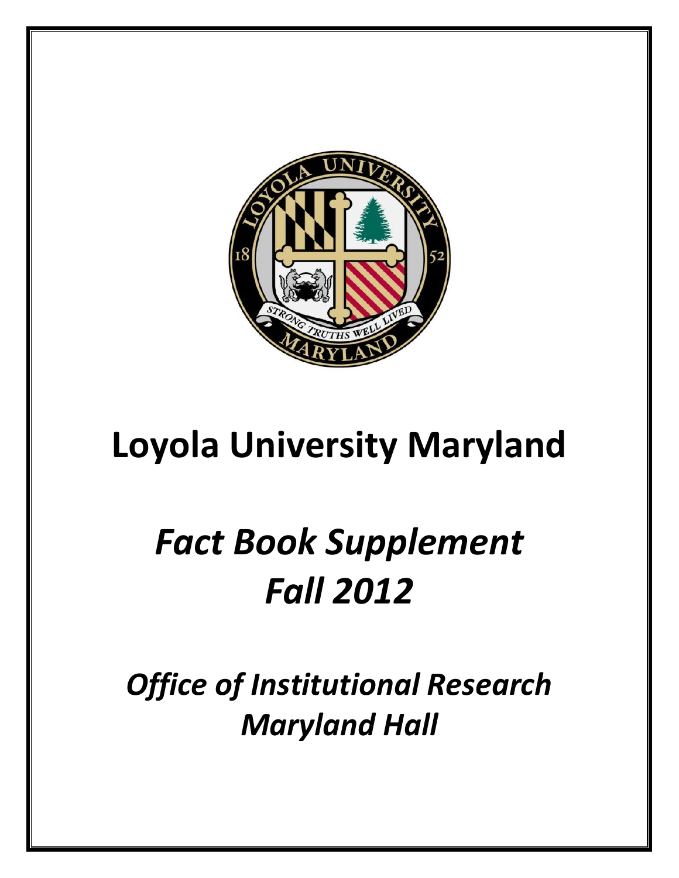# Loyola University Maryland

## *Fact Book Supplement Fall 2012*

### *Office of Institutional Research Maryland Hall*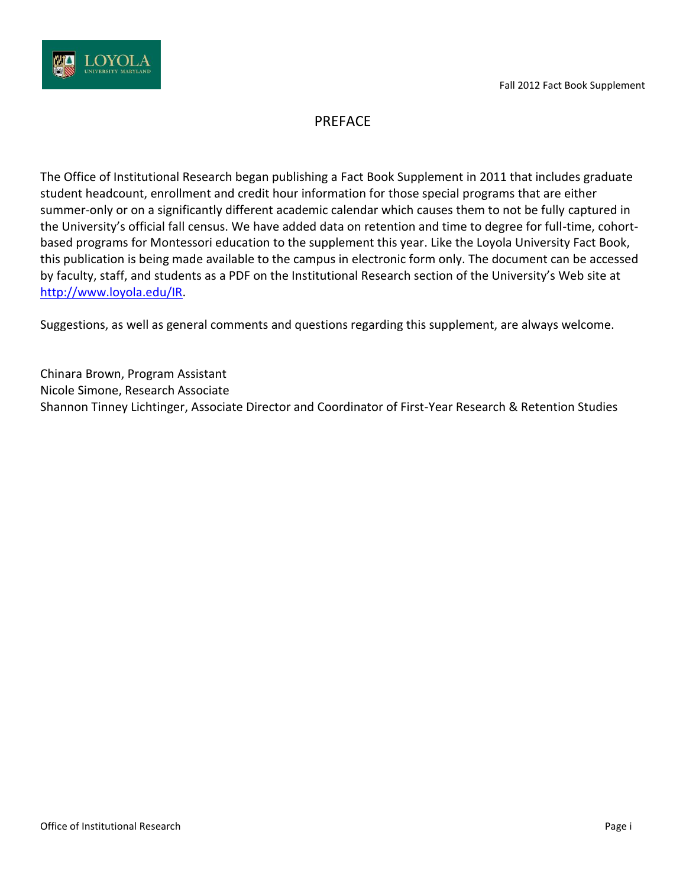# PREFACE

The Office of Institutional Research began publishing a Fact Book Supplement in 2011 that includes graduate student headcount, enrollment and credit hour information for those special programs that are either summer-only or on a significantly different academic calendar which causes them to not be fully captured in the University's official fall census. We have added data on retention and time to degree for full-time, cohort-based programs for Montessori education to the supplement this year. Like the Loyola University Fact Book, this publication is being made available to the campus in electronic form only. The document can be accessed by faculty, staff, and students as a PDF on the Institutional Research section of the University's Web site at [http://www.loyola.edu/IR](http://www.loyola.edu/IR).

Suggestions, as well as general comments and questions regarding this supplement, are always welcome.

Chinara Brown, Program Assistant
Nicole Simone, Research Associate
Shannon Tinney Lichtinger, Associate Director and Coordinator of First-Year Research & Retention Studies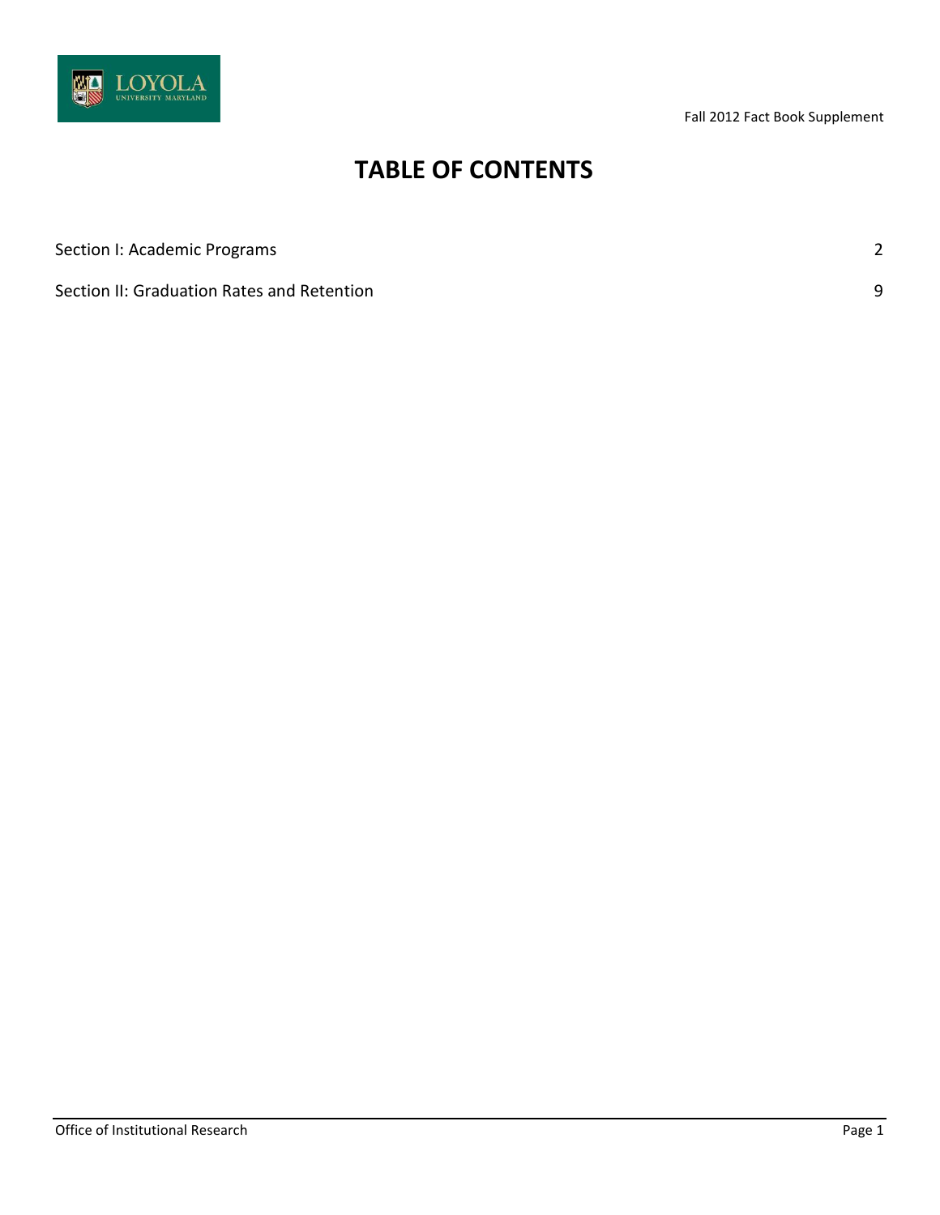# TABLE OF CONTENTS

| | |
|---|---|
| Section I: Academic Programs | 2 |
| Section II: Graduation Rates and Retention | 9 |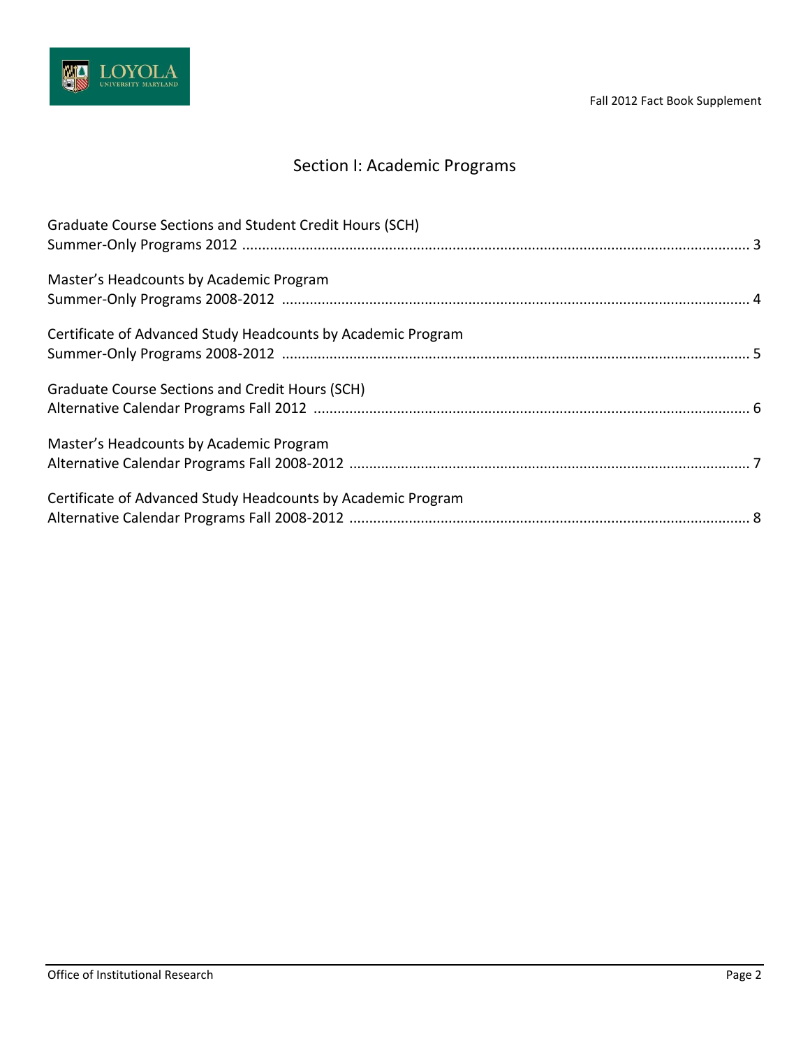# Section I: Academic Programs

Graduate Course Sections and Student Credit Hours (SCH)
Summer-Only Programs 2012 .................................................................................................................... 3

Master's Headcounts by Academic Program
Summer-Only Programs 2008-2012 ......................................................................................................... 4

Certificate of Advanced Study Headcounts by Academic Program
Summer-Only Programs 2008-2012 ......................................................................................................... 5

Graduate Course Sections and Credit Hours (SCH)
Alternative Calendar Programs Fall 2012 ................................................................................................. 6

Master's Headcounts by Academic Program
Alternative Calendar Programs Fall 2008-2012 ....................................................................................... 7

Certificate of Advanced Study Headcounts by Academic Program
Alternative Calendar Programs Fall 2008-2012 ....................................................................................... 8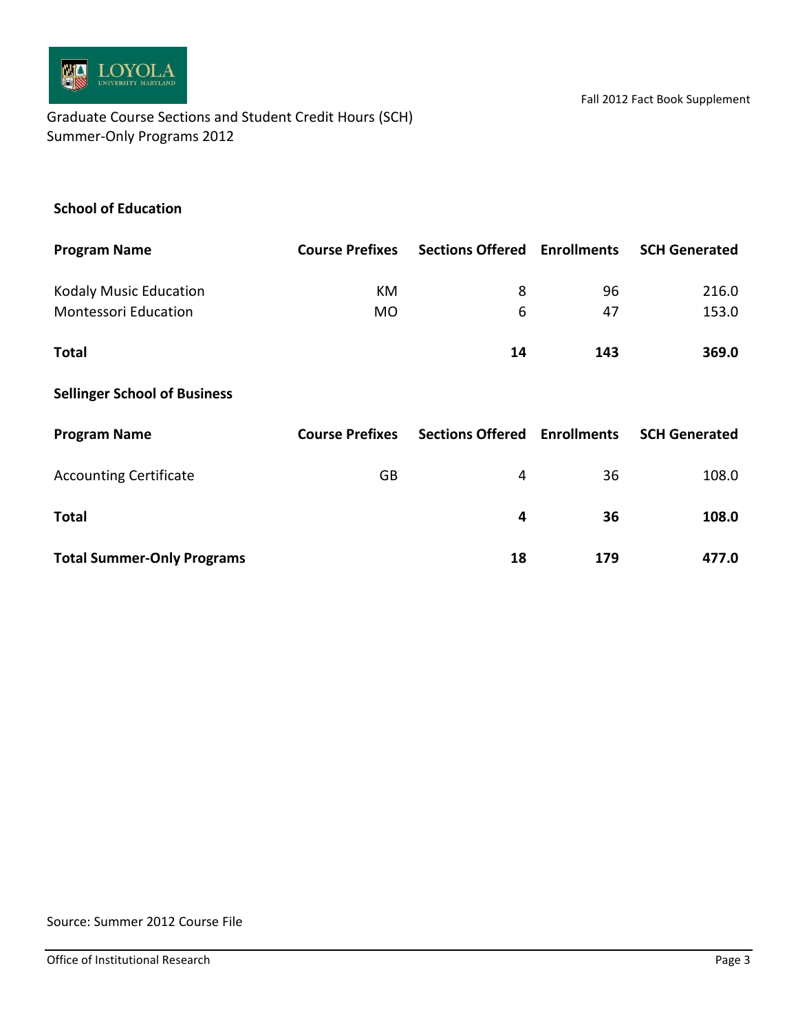Fall 2012 Fact Book Supplement

Graduate Course Sections and Student Credit Hours (SCH)
Summer-Only Programs 2012

### School of Education

| Program Name | Course Prefixes | Sections Offered | Enrollments | SCH Generated |
|---|---|---|---|---|
| Kodaly Music Education | KM | 8 | 96 | 216.0 |
| Montessori Education | MO | 6 | 47 | 153.0 |
| **Total** | | **14** | **143** | **369.0** |

### Sellinger School of Business

| Program Name | Course Prefixes | Sections Offered | Enrollments | SCH Generated |
|---|---|---|---|---|
| Accounting Certificate | GB | 4 | 36 | 108.0 |
| **Total** | | **4** | **36** | **108.0** |
| **Total Summer-Only Programs** | | **18** | **179** | **477.0** |

Source: Summer 2012 Course File

Office of Institutional Research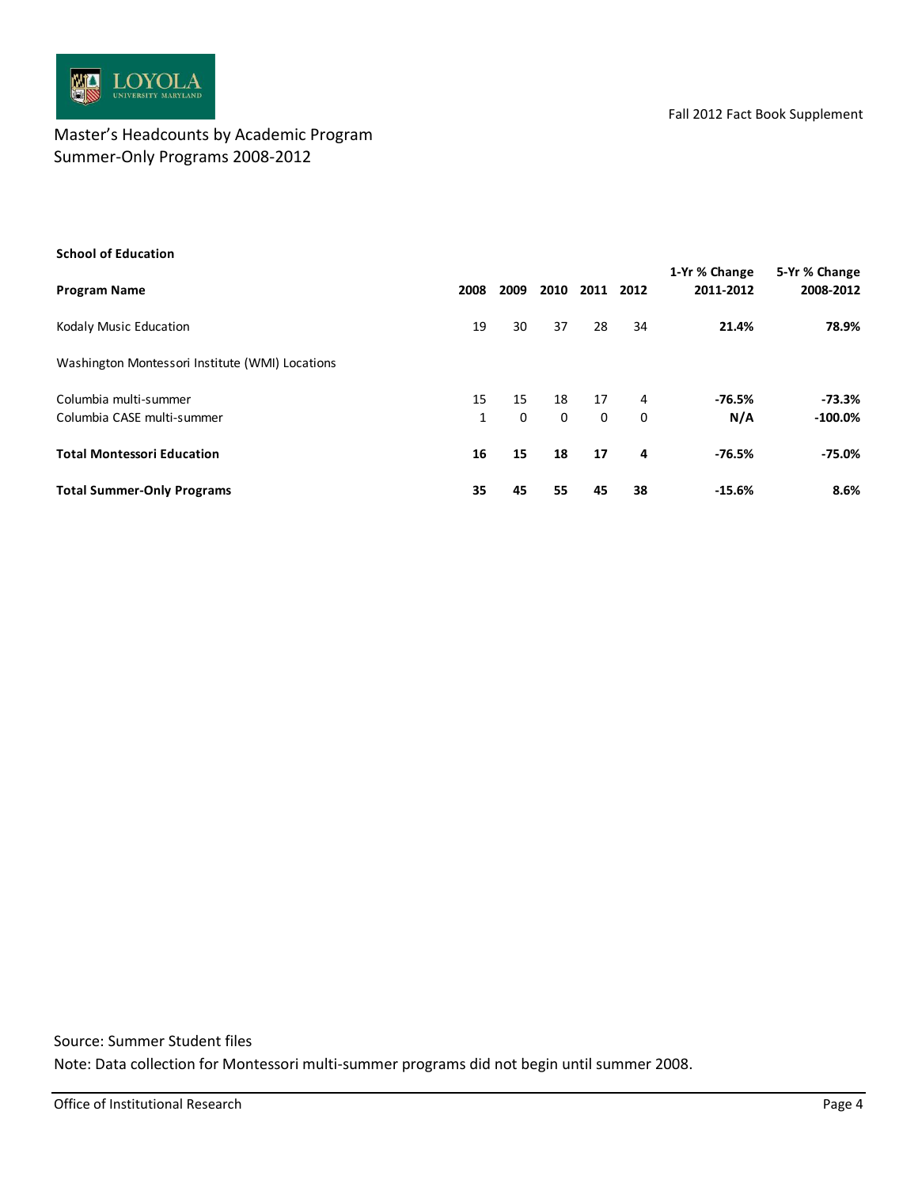Fall 2012 Fact Book Supplement

# Master's Headcounts by Academic Program
## Summer-Only Programs 2008-2012

**School of Education**

| **Program Name** | **2008** | **2009** | **2010** | **2011** | **2012** | **1-Yr % Change 2011-2012** | **5-Yr % Change 2008-2012** |
|---|---|---|---|---|---|---|---|
| Kodaly Music Education | 19 | 30 | 37 | 28 | 34 | **21.4%** | **78.9%** |
| Washington Montessori Institute (WMI) Locations | | | | | | | |
| Columbia multi-summer | 15 | 15 | 18 | 17 | 4 | **-76.5%** | **-73.3%** |
| Columbia CASE multi-summer | 1 | 0 | 0 | 0 | 0 | **N/A** | **-100.0%** |
| **Total Montessori Education** | **16** | **15** | **18** | **17** | **4** | **-76.5%** | **-75.0%** |
| **Total Summer-Only Programs** | **35** | **45** | **55** | **45** | **38** | **-15.6%** | **8.6%** |

Source: Summer Student files

Note: Data collection for Montessori multi-summer programs did not begin until summer 2008.

Office of Institutional Research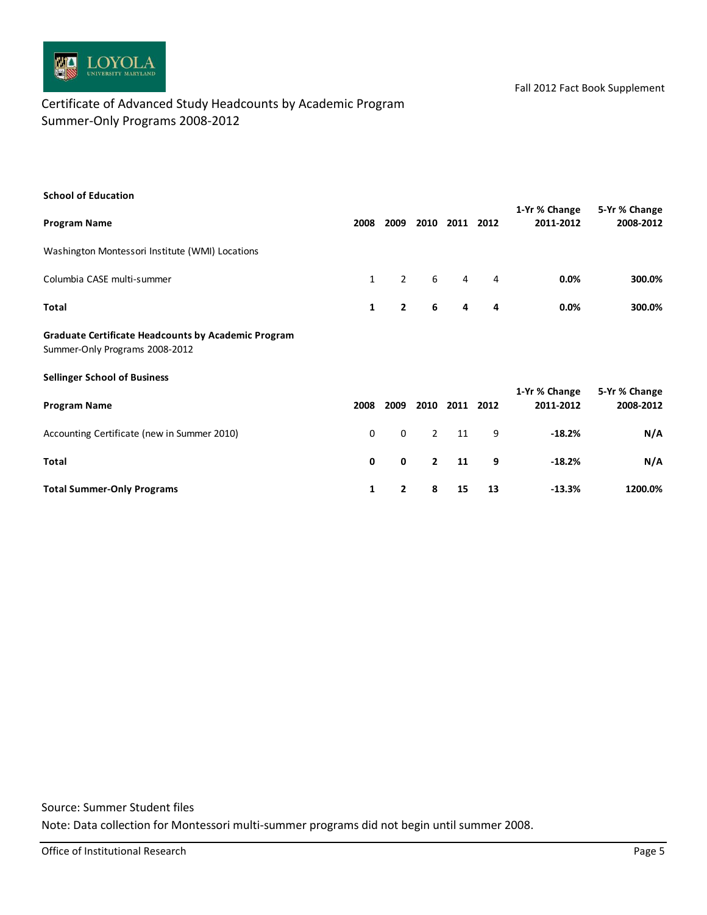Fall 2012 Fact Book Supplement

## Certificate of Advanced Study Headcounts by Academic Program
## Summer-Only Programs 2008-2012

**School of Education**

| **Program Name** | **2008** | **2009** | **2010** | **2011** | **2012** | **1-Yr % Change 2011-2012** | **5-Yr % Change 2008-2012** |
|---|---|---|---|---|---|---|---|
| Washington Montessori Institute (WMI) Locations | | | | | | | |
| Columbia CASE multi-summer | 1 | 2 | 6 | 4 | 4 | **0.0%** | **300.0%** |
| **Total** | **1** | **2** | **6** | **4** | **4** | **0.0%** | **300.0%** |

**Graduate Certificate Headcounts by Academic Program**
Summer-Only Programs 2008-2012

**Sellinger School of Business**

| **Program Name** | **2008** | **2009** | **2010** | **2011** | **2012** | **1-Yr % Change 2011-2012** | **5-Yr % Change 2008-2012** |
|---|---|---|---|---|---|---|---|
| Accounting Certificate (new in Summer 2010) | 0 | 0 | 2 | 11 | 9 | **-18.2%** | **N/A** |
| **Total** | **0** | **0** | **2** | **11** | **9** | **-18.2%** | **N/A** |
| **Total Summer-Only Programs** | **1** | **2** | **8** | **15** | **13** | **-13.3%** | **1200.0%** |

Source: Summer Student files

Note: Data collection for Montessori multi-summer programs did not begin until summer 2008.

Office of Institutional Research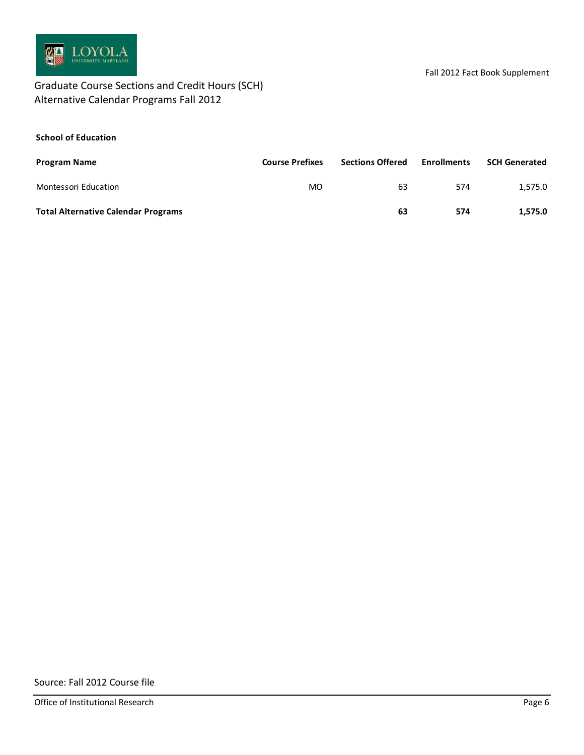# Graduate Course Sections and Credit Hours (SCH)
## Alternative Calendar Programs Fall 2012

**School of Education**

| Program Name | Course Prefixes | Sections Offered | Enrollments | SCH Generated |
|---|---|---|---|---|
| Montessori Education | MO | 63 | 574 | 1,575.0 |
| **Total Alternative Calendar Programs** | | **63** | **574** | **1,575.0** |

Source: Fall 2012 Course file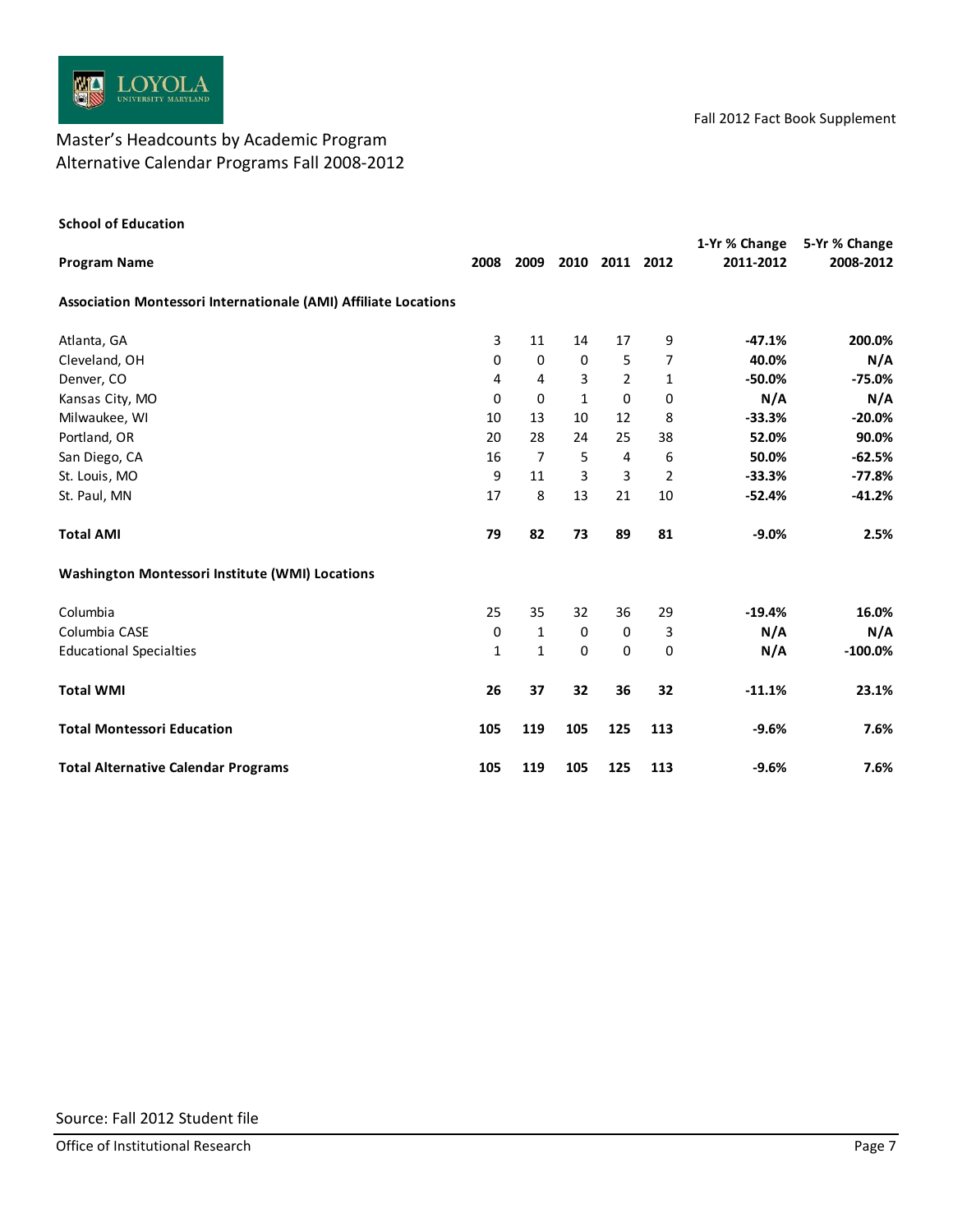Fall 2012 Fact Book Supplement

# Master's Headcounts by Academic Program
## Alternative Calendar Programs Fall 2008-2012

**School of Education**

| Program Name | 2008 | 2009 | 2010 | 2011 | 2012 | 1-Yr % Change 2011-2012 | 5-Yr % Change 2008-2012 |
|---|---|---|---|---|---|---|---|
| **Association Montessori Internationale (AMI) Affiliate Locations** | | | | | | | |
| Atlanta, GA | 3 | 11 | 14 | 17 | 9 | **-47.1%** | **200.0%** |
| Cleveland, OH | 0 | 0 | 0 | 5 | 7 | **40.0%** | **N/A** |
| Denver, CO | 4 | 4 | 3 | 2 | 1 | **-50.0%** | **-75.0%** |
| Kansas City, MO | 0 | 0 | 1 | 0 | 0 | **N/A** | **N/A** |
| Milwaukee, WI | 10 | 13 | 10 | 12 | 8 | **-33.3%** | **-20.0%** |
| Portland, OR | 20 | 28 | 24 | 25 | 38 | **52.0%** | **90.0%** |
| San Diego, CA | 16 | 7 | 5 | 4 | 6 | **50.0%** | **-62.5%** |
| St. Louis, MO | 9 | 11 | 3 | 3 | 2 | **-33.3%** | **-77.8%** |
| St. Paul, MN | 17 | 8 | 13 | 21 | 10 | **-52.4%** | **-41.2%** |
| **Total AMI** | **79** | **82** | **73** | **89** | **81** | **-9.0%** | **2.5%** |
| **Washington Montessori Institute (WMI) Locations** | | | | | | | |
| Columbia | 25 | 35 | 32 | 36 | 29 | **-19.4%** | **16.0%** |
| Columbia CASE | 0 | 1 | 0 | 0 | 3 | **N/A** | **N/A** |
| Educational Specialties | 1 | 1 | 0 | 0 | 0 | **N/A** | **-100.0%** |
| **Total WMI** | **26** | **37** | **32** | **36** | **32** | **-11.1%** | **23.1%** |
| **Total Montessori Education** | **105** | **119** | **105** | **125** | **113** | **-9.6%** | **7.6%** |
| **Total Alternative Calendar Programs** | **105** | **119** | **105** | **125** | **113** | **-9.6%** | **7.6%** |

Source: Fall 2012 Student file

Office of Institutional Research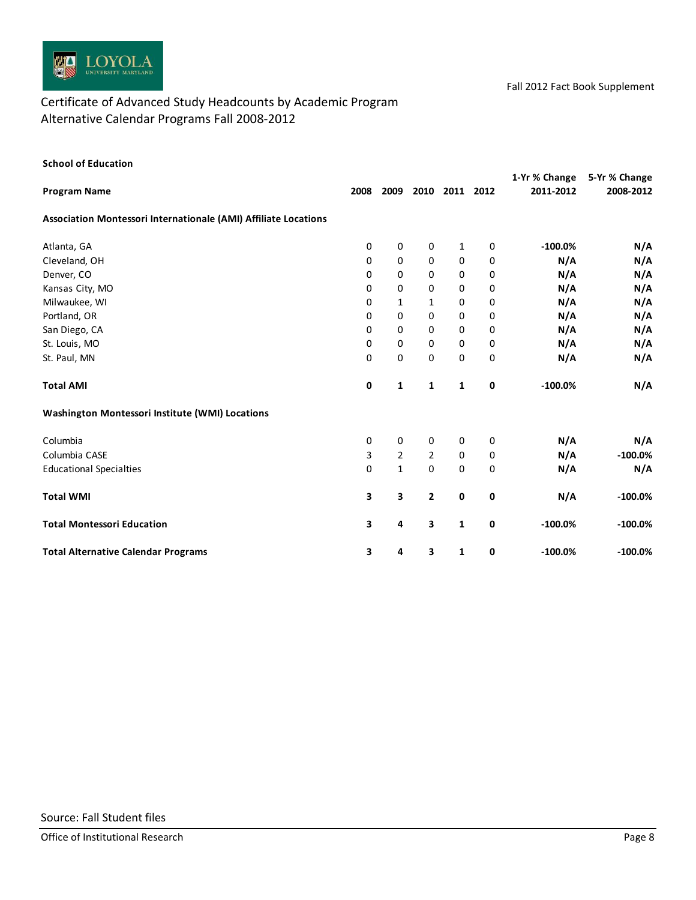Fall 2012 Fact Book Supplement

## Certificate of Advanced Study Headcounts by Academic Program
## Alternative Calendar Programs Fall 2008-2012

### School of Education

| Program Name | 2008 | 2009 | 2010 | 2011 | 2012 | 1-Yr % Change 2011-2012 | 5-Yr % Change 2008-2012 |
|---|---|---|---|---|---|---|---|
| **Association Montessori Internationale (AMI) Affiliate Locations** | | | | | | | |
| Atlanta, GA | 0 | 0 | 0 | 1 | 0 | **-100.0%** | **N/A** |
| Cleveland, OH | 0 | 0 | 0 | 0 | 0 | **N/A** | **N/A** |
| Denver, CO | 0 | 0 | 0 | 0 | 0 | **N/A** | **N/A** |
| Kansas City, MO | 0 | 0 | 0 | 0 | 0 | **N/A** | **N/A** |
| Milwaukee, WI | 0 | 1 | 1 | 0 | 0 | **N/A** | **N/A** |
| Portland, OR | 0 | 0 | 0 | 0 | 0 | **N/A** | **N/A** |
| San Diego, CA | 0 | 0 | 0 | 0 | 0 | **N/A** | **N/A** |
| St. Louis, MO | 0 | 0 | 0 | 0 | 0 | **N/A** | **N/A** |
| St. Paul, MN | 0 | 0 | 0 | 0 | 0 | **N/A** | **N/A** |
| **Total AMI** | **0** | **1** | **1** | **1** | **0** | **-100.0%** | **N/A** |
| **Washington Montessori Institute (WMI) Locations** | | | | | | | |
| Columbia | 0 | 0 | 0 | 0 | 0 | **N/A** | **N/A** |
| Columbia CASE | 3 | 2 | 2 | 0 | 0 | **N/A** | **-100.0%** |
| Educational Specialties | 0 | 1 | 0 | 0 | 0 | **N/A** | **N/A** |
| **Total WMI** | **3** | **3** | **2** | **0** | **0** | **N/A** | **-100.0%** |
| **Total Montessori Education** | **3** | **4** | **3** | **1** | **0** | **-100.0%** | **-100.0%** |
| **Total Alternative Calendar Programs** | **3** | **4** | **3** | **1** | **0** | **-100.0%** | **-100.0%** |

Source: Fall Student files

Office of Institutional Research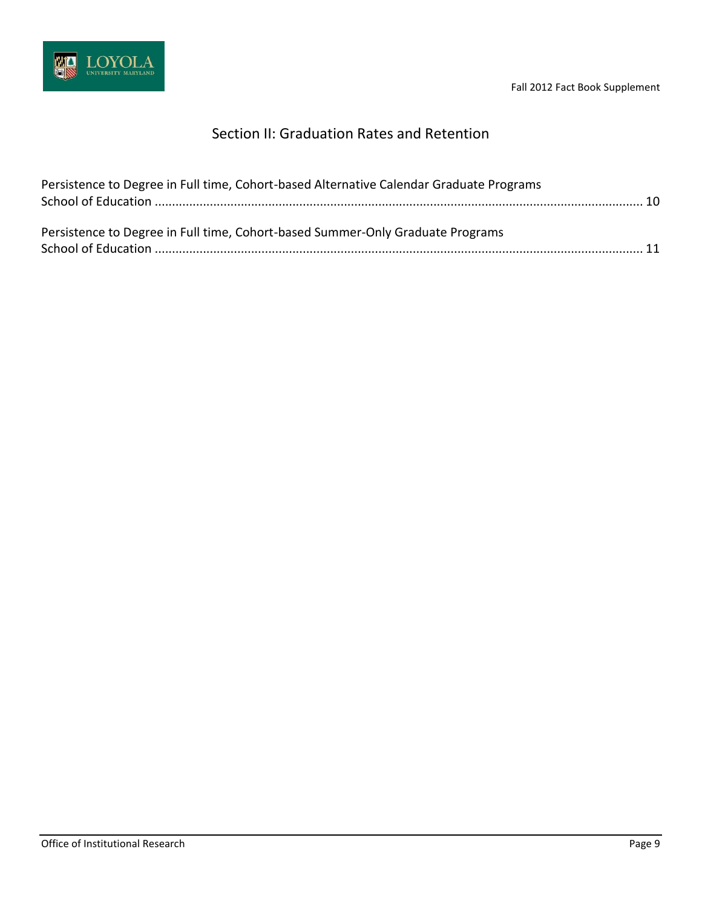## Section II: Graduation Rates and Retention

Persistence to Degree in Full time, Cohort-based Alternative Calendar Graduate Programs
School of Education ........................................................................................................................................ 10

Persistence to Degree in Full time, Cohort-based Summer-Only Graduate Programs
School of Education ........................................................................................................................................ 11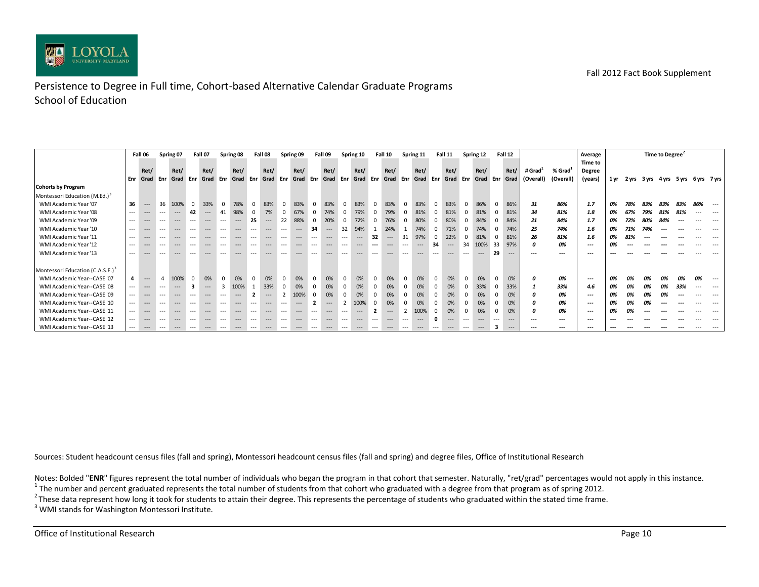Fall 2012 Fact Book Supplement

# Persistence to Degree in Full time, Cohort-based Alternative Calendar Graduate Programs
## School of Education

| | Fall 06 | | Spring 07 | | Fall 07 | | Spring 08 | | Fall 08 | | Spring 09 | | Fall 09 | | Spring 10 | | Fall 10 | | Spring 11 | | Fall 11 | | Spring 12 | | Fall 12 | | | | Average | Time to Degree[2] | | | | | | |
|---|---|---|---|---|---|---|---|---|---|---|---|---|---|---|---|---|---|---|---|---|---|---|---|---|---|---|---|---|---|---|---|---|---|---|---|---|
| | Enr | Ret/ Grad | Enr | Ret/ Grad | Enr | Ret/ Grad | Enr | Ret/ Grad | Enr | Ret/ Grad | Enr | Ret/ Grad | Enr | Ret/ Grad | Enr | Ret/ Grad | Enr | Ret/ Grad | Enr | Ret/ Grad | Enr | Ret/ Grad | Enr | Ret/ Grad | Enr | Ret/ Grad | # Grad[1] (Overall) | % Grad[1] (Overall) | Time to Degree (years) | 1 yr | 2 yrs | 3 yrs | 4 yrs | 5 yrs | 6 yrs | 7 yrs |
| **Cohorts by Program** | | | | | | | | | | | | | | | | | | | | | | | | | | | | | | | | | | | | |
| Montessori Education (M.Ed.)[3] | | | | | | | | | | | | | | | | | | | | | | | | | | | | | | | | | | | | |
| WMI Academic Year '07 | **36** | --- | 36 | 100% | 0 | 33% | 0 | 78% | 0 | 83% | 0 | 83% | 0 | 83% | 0 | 83% | 0 | 83% | 0 | 83% | 0 | 83% | 0 | 86% | 0 | 86% | *31* | *86%* | *1.7* | *0%* | *78%* | *83%* | *83%* | *83%* | *86%* | --- |
| WMI Academic Year '08 | --- | --- | --- | --- | **42** | --- | 41 | 98% | 0 | 7% | 0 | 67% | 0 | 74% | 0 | 79% | 0 | 79% | 0 | 81% | 0 | 81% | 0 | 81% | 0 | 81% | *34* | *81%* | *1.8* | *0%* | *67%* | *79%* | *81%* | *81%* | --- | --- |
| WMI Academic Year '09 | --- | --- | --- | --- | --- | --- | --- | --- | **25** | --- | 22 | 88% | 0 | 20% | 0 | 72% | 0 | 76% | 0 | 80% | 0 | 80% | 0 | 84% | 0 | 84% | *21* | *84%* | *1.7* | *0%* | *72%* | *80%* | *84%* | --- | --- | --- |
| WMI Academic Year '10 | --- | --- | --- | --- | --- | --- | --- | --- | --- | --- | --- | --- | **34** | --- | 32 | 94% | 1 | 24% | 1 | 74% | 0 | 71% | 0 | 74% | 0 | 74% | *25* | *74%* | *1.6* | *0%* | *71%* | *74%* | --- | --- | --- | --- |
| WMI Academic Year '11 | --- | --- | --- | --- | --- | --- | --- | --- | --- | --- | --- | --- | --- | --- | --- | --- | **32** | --- | 31 | 97% | 0 | 22% | 0 | 81% | 0 | 81% | *26* | *81%* | *1.6* | *0%* | *81%* | --- | --- | --- | --- | --- |
| WMI Academic Year '12 | --- | --- | --- | --- | --- | --- | --- | --- | --- | --- | --- | --- | --- | --- | --- | --- | --- | --- | --- | --- | **34** | --- | 34 | 100% | 33 | 97% | *0* | *0%* | --- | *0%* | --- | --- | --- | --- | --- | --- |
| WMI Academic Year '13 | --- | --- | --- | --- | --- | --- | --- | --- | --- | --- | --- | --- | --- | --- | --- | --- | --- | --- | --- | --- | --- | --- | --- | --- | **29** | --- | --- | --- | --- | --- | --- | --- | --- | --- | --- | --- |
| Montessori Education (C.A.S.E.)[3] | | | | | | | | | | | | | | | | | | | | | | | | | | | | | | | | | | | | |
| WMI Academic Year--CASE '07 | **4** | --- | 4 | 100% | 0 | 0% | 0 | 0% | 0 | 0% | 0 | 0% | 0 | 0% | 0 | 0% | 0 | 0% | 0 | 0% | 0 | 0% | 0 | 0% | 0 | 0% | *0* | *0%* | --- | *0%* | *0%* | *0%* | *0%* | *0%* | *0%* | --- |
| WMI Academic Year--CASE '08 | --- | --- | --- | --- | **3** | --- | 3 | 100% | 1 | 33% | 0 | 0% | 0 | 0% | 0 | 0% | 0 | 0% | 0 | 0% | 0 | 0% | 0 | 33% | 0 | 33% | *1* | *33%* | *4.6* | *0%* | *0%* | *0%* | *0%* | *33%* | --- | --- |
| WMI Academic Year--CASE '09 | --- | --- | --- | --- | --- | --- | --- | --- | **2** | --- | 2 | 100% | 0 | 0% | 0 | 0% | 0 | 0% | 0 | 0% | 0 | 0% | 0 | 0% | 0 | 0% | *0* | *0%* | --- | *0%* | *0%* | *0%* | *0%* | --- | --- | --- |
| WMI Academic Year--CASE '10 | --- | --- | --- | --- | --- | --- | --- | --- | --- | --- | --- | --- | **2** | --- | 2 | 100% | 0 | 0% | 0 | 0% | 0 | 0% | 0 | 0% | 0 | 0% | *0* | *0%* | --- | *0%* | *0%* | *0%* | --- | --- | --- | --- |
| WMI Academic Year--CASE '11 | --- | --- | --- | --- | --- | --- | --- | --- | --- | --- | --- | --- | --- | --- | --- | --- | **2** | --- | 2 | 100% | 0 | 0% | 0 | 0% | 0 | 0% | *0* | *0%* | --- | *0%* | *0%* | --- | --- | --- | --- | --- |
| WMI Academic Year--CASE '12 | --- | --- | --- | --- | --- | --- | --- | --- | --- | --- | --- | --- | --- | --- | --- | --- | --- | --- | --- | --- | **0** | --- | --- | --- | --- | --- | --- | --- | --- | --- | --- | --- | --- | --- | --- | --- |
| WMI Academic Year--CASE '13 | --- | --- | --- | --- | --- | --- | --- | --- | --- | --- | --- | --- | --- | --- | --- | --- | --- | --- | --- | --- | --- | --- | --- | --- | **3** | --- | --- | --- | --- | --- | --- | --- | --- | --- | --- | --- |

Sources: Student headcount census files (fall and spring), Montessori headcount census files (fall and spring) and degree files, Office of Institutional Research

Notes: Bolded "**ENR**" figures represent the total number of individuals who began the program in that cohort that semester. Naturally, "ret/grad" percentages would not apply in this instance.

[1] The number and percent graduated represents the total number of students from that cohort who graduated with a degree from that program as of spring 2012.

[2] These data represent how long it took for students to attain their degree. This represents the percentage of students who graduated within the stated time frame.

[3] WMI stands for Washington Montessori Institute.

Office of Institutional Research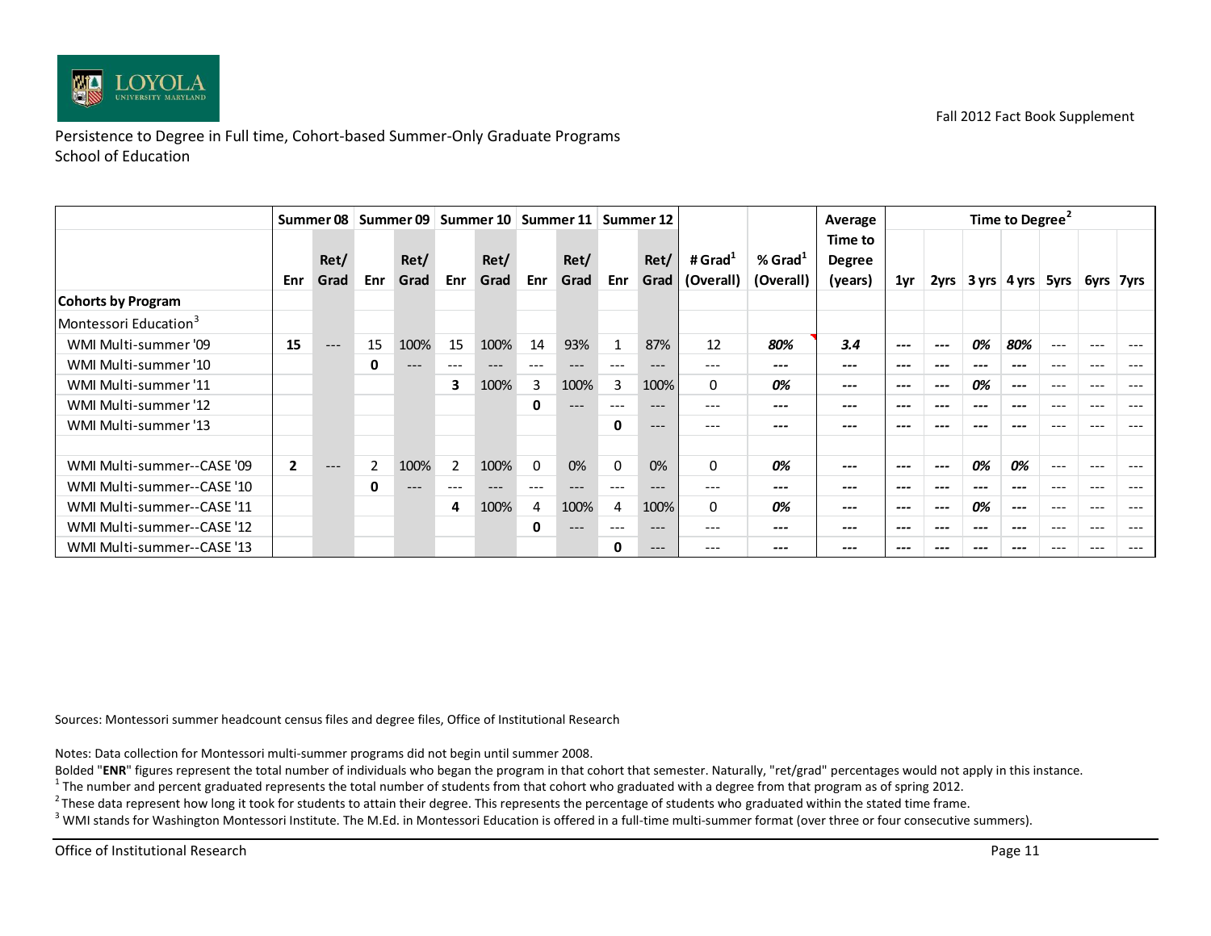Persistence to Degree in Full time, Cohort-based Summer-Only Graduate Programs
School of Education

| | Summer 08 | | Summer 09 | | Summer 10 | | Summer 11 | | Summer 12 | | | | Average | Time to Degree[2] | | | | | | |
|---|---|---|---|---|---|---|---|---|---|---|---|---|---|---|---|---|---|---|---|---|
| | Enr | Ret/ Grad | Enr | Ret/ Grad | Enr | Ret/ Grad | Enr | Ret/ Grad | Enr | Ret/ Grad | # Grad[1] (Overall) | % Grad[1] (Overall) | Time to Degree (years) | 1yr | 2yrs | 3 yrs | 4 yrs | 5yrs | 6yrs | 7yrs |
| **Cohorts by Program** | | | | | | | | | | | | | | | | | | | | |
| Montessori Education[3] | | | | | | | | | | | | | | | | | | | | |
| WMI Multi-summer '09 | **15** | --- | 15 | 100% | 15 | 100% | 14 | 93% | 1 | 87% | 12 | ***80%*** | ***3.4*** | --- | --- | ***0%*** | ***80%*** | --- | --- | --- |
| WMI Multi-summer '10 | | | **0** | --- | --- | --- | --- | --- | --- | --- | --- | --- | --- | --- | --- | --- | --- | --- | --- | --- |
| WMI Multi-summer '11 | | | | | **3** | 100% | 3 | 100% | 3 | 100% | 0 | ***0%*** | --- | --- | --- | ***0%*** | --- | --- | --- | --- |
| WMI Multi-summer '12 | | | | | | | **0** | --- | --- | --- | --- | --- | --- | --- | --- | --- | --- | --- | --- | --- |
| WMI Multi-summer '13 | | | | | | | | | **0** | --- | --- | --- | --- | --- | --- | --- | --- | --- | --- | --- |
| | | | | | | | | | | | | | | | | | | | | |
| WMI Multi-summer--CASE '09 | **2** | --- | 2 | 100% | 2 | 100% | 0 | 0% | 0 | 0% | 0 | ***0%*** | --- | --- | --- | ***0%*** | ***0%*** | --- | --- | --- |
| WMI Multi-summer--CASE '10 | | | **0** | --- | --- | --- | --- | --- | --- | --- | --- | --- | --- | --- | --- | --- | --- | --- | --- | --- |
| WMI Multi-summer--CASE '11 | | | | | **4** | 100% | 4 | 100% | 4 | 100% | 0 | ***0%*** | --- | --- | --- | ***0%*** | --- | --- | --- | --- |
| WMI Multi-summer--CASE '12 | | | | | | | **0** | --- | --- | --- | --- | --- | --- | --- | --- | --- | --- | --- | --- | --- |
| WMI Multi-summer--CASE '13 | | | | | | | | | **0** | --- | --- | --- | --- | --- | --- | --- | --- | --- | --- | --- |

Sources: Montessori summer headcount census files and degree files, Office of Institutional Research

Notes: Data collection for Montessori multi-summer programs did not begin until summer 2008.

Bolded "**ENR**" figures represent the total number of individuals who began the program in that cohort that semester. Naturally, "ret/grad" percentages would not apply in this instance.

[1] The number and percent graduated represents the total number of students from that cohort who graduated with a degree from that program as of spring 2012.

[2] These data represent how long it took for students to attain their degree. This represents the percentage of students who graduated within the stated time frame.

[3] WMI stands for Washington Montessori Institute. The M.Ed. in Montessori Education is offered in a full-time multi-summer format (over three or four consecutive summers).